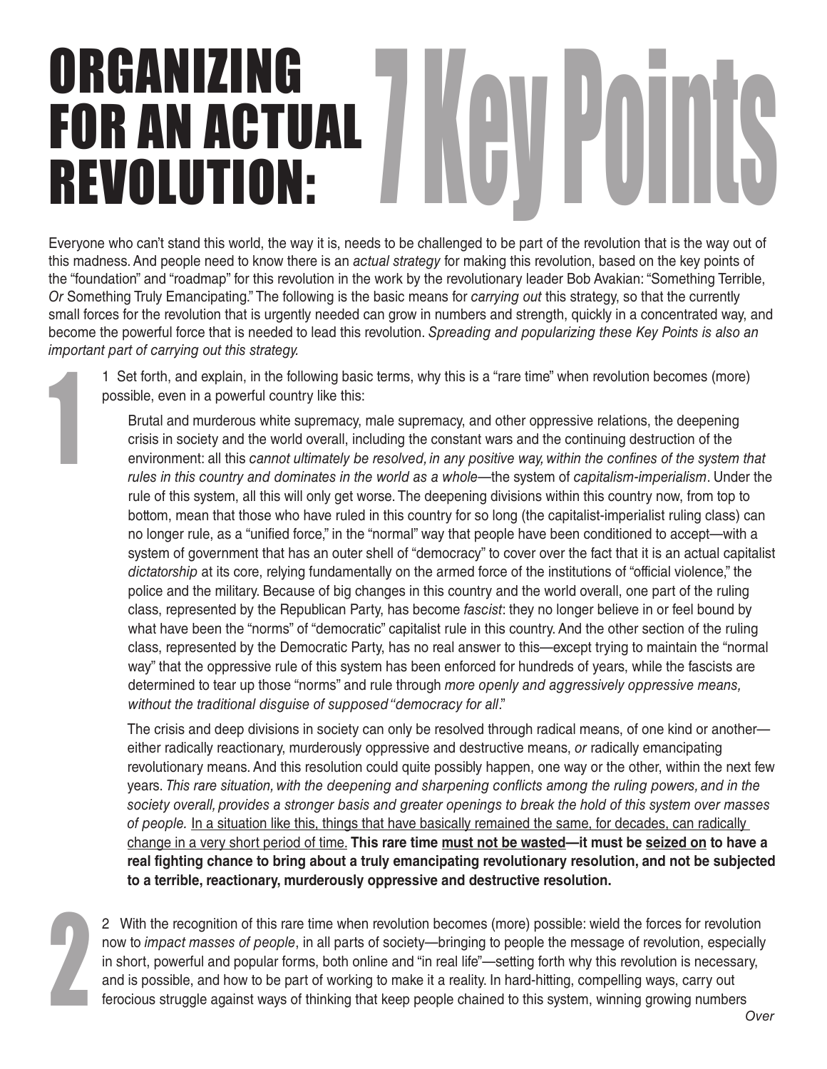# ORGANIZING FOR AN ACTUAL REVOLUTION: 7 Key Points

Everyone who can't stand this world, the way it is, needs to be challenged to be part of the revolution that is the way out of this madness. And people need to know there is an *actual strategy* for making this revolution, based on the key points of the "foundation" and "roadmap" for this revolution in the work by the revolutionary leader Bob Avakian: "Something Terrible, *Or* Something Truly Emancipating." The following is the basic means for *carrying out* this strategy, so that the currently small forces for the revolution that is urgently needed can grow in numbers and strength, quickly in a concentrated way, and become the powerful force that is needed to lead this revolution. *Spreading and popularizing these Key Points is also an important part of carrying out this strategy.*

## 1

1 Set forth, and explain, in the following basic terms, why this is a "rare time" when revolution becomes (more) possible, even in a powerful country like this:

> Brutal and murderous white supremacy, male supremacy, and other oppressive relations, the deepening crisis in society and the world overall, including the constant wars and the continuing destruction of the environment: all this *cannot ultimately be resolved, in any positive way, within the confines of the system that rules in this country and dominates in the world as a whole*—the system of *capitalism-imperialism*. Under the rule of this system, all this will only get worse. The deepening divisions within this country now, from top to bottom, mean that those who have ruled in this country for so long (the capitalist-imperialist ruling class) can no longer rule, as a "unified force," in the "normal" way that people have been conditioned to accept—with a system of government that has an outer shell of "democracy" to cover over the fact that it is an actual capitalist *dictatorship* at its core, relying fundamentally on the armed force of the institutions of "official violence," the police and the military. Because of big changes in this country and the world overall, one part of the ruling class, represented by the Republican Party, has become *fascist*: they no longer believe in or feel bound by what have been the "norms" of "democratic" capitalist rule in this country. And the other section of the ruling class, represented by the Democratic Party, has no real answer to this—except trying to maintain the "normal way" that the oppressive rule of this system has been enforced for hundreds of years, while the fascists are determined to tear up those "norms" and rule through *more openly and aggressively oppressive means, without the traditional disguise of supposed "democracy for all*."
>
> The crisis and deep divisions in society can only be resolved through radical means, of one kind or another—either radically reactionary, murderously oppressive and destructive means, *or* radically emancipating revolutionary means. And this resolution could quite possibly happen, one way or the other, within the next few years. *This rare situation, with the deepening and sharpening conflicts among the ruling powers, and in the society overall, provides a stronger basis and greater openings to break the hold of this system over masses of people.* In a situation like this, things that have basically remained the same, for decades, can radically change in a very short period of time. **This rare time must not be wasted—it must be seized on to have a real fighting chance to bring about a truly emancipating revolutionary resolution, and not be subjected to a terrible, reactionary, murderously oppressive and destructive resolution.**

## 2

2 With the recognition of this rare time when revolution becomes (more) possible: wield the forces for revolution now to *impact masses of people*, in all parts of society—bringing to people the message of revolution, especially in short, powerful and popular forms, both online and "in real life"—setting forth why this revolution is necessary, and is possible, and how to be part of working to make it a reality. In hard-hitting, compelling ways, carry out ferocious struggle against ways of thinking that keep people chained to this system, winning growing numbers

*Over*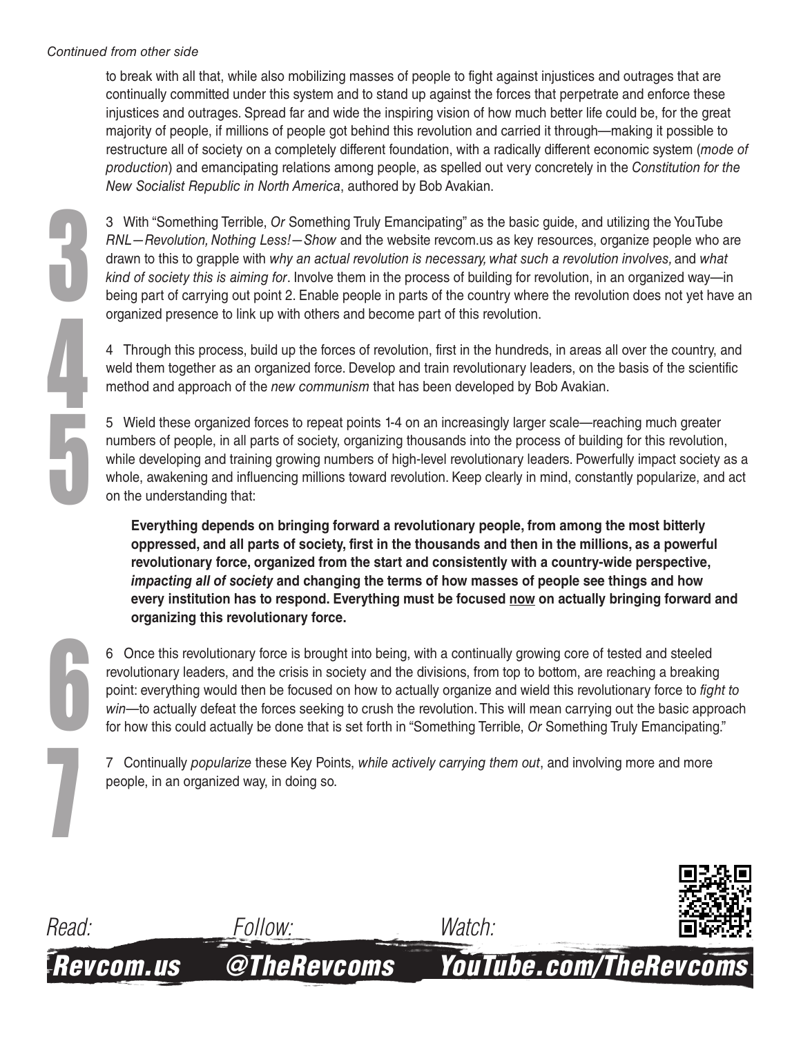*Continued from other side*

to break with all that, while also mobilizing masses of people to fight against injustices and outrages that are continually committed under this system and to stand up against the forces that perpetrate and enforce these injustices and outrages. Spread far and wide the inspiring vision of how much better life could be, for the great majority of people, if millions of people got behind this revolution and carried it through—making it possible to restructure all of society on a completely different foundation, with a radically different economic system (*mode of production*) and emancipating relations among people, as spelled out very concretely in the *Constitution for the New Socialist Republic in North America*, authored by Bob Avakian.

3 With "Something Terrible, *Or* Something Truly Emancipating" as the basic guide, and utilizing the YouTube *RNL—Revolution, Nothing Less!—Show* and the website revcom.us as key resources, organize people who are drawn to this to grapple with *why an actual revolution is necessary, what such a revolution involves,* and *what kind of society this is aiming for*. Involve them in the process of building for revolution, in an organized way—in being part of carrying out point 2. Enable people in parts of the country where the revolution does not yet have an organized presence to link up with others and become part of this revolution.

4 Through this process, build up the forces of revolution, first in the hundreds, in areas all over the country, and weld them together as an organized force. Develop and train revolutionary leaders, on the basis of the scientific method and approach of the *new communism* that has been developed by Bob Avakian.

5 Wield these organized forces to repeat points 1-4 on an increasingly larger scale—reaching much greater numbers of people, in all parts of society, organizing thousands into the process of building for this revolution, while developing and training growing numbers of high-level revolutionary leaders. Powerfully impact society as a whole, awakening and influencing millions toward revolution. Keep clearly in mind, constantly popularize, and act on the understanding that:

> **Everything depends on bringing forward a revolutionary people, from among the most bitterly oppressed, and all parts of society, first in the thousands and then in the millions, as a powerful revolutionary force, organized from the start and consistently with a country-wide perspective, *impacting all of society* and changing the terms of how masses of people see things and how every institution has to respond. Everything must be focused <u>now</u> on actually bringing forward and organizing this revolutionary force.**

6 Once this revolutionary force is brought into being, with a continually growing core of tested and steeled revolutionary leaders, and the crisis in society and the divisions, from top to bottom, are reaching a breaking point: everything would then be focused on how to actually organize and wield this revolutionary force to *fight to win*—to actually defeat the forces seeking to crush the revolution. This will mean carrying out the basic approach for how this could actually be done that is set forth in "Something Terrible, *Or* Something Truly Emancipating."

7 Continually *popularize* these Key Points, *while actively carrying them out*, and involving more and more people, in an organized way, in doing so.

Read: **Revcom.us** Follow: **@TheRevcoms** Watch: **YouTube.com/TheRevcoms**